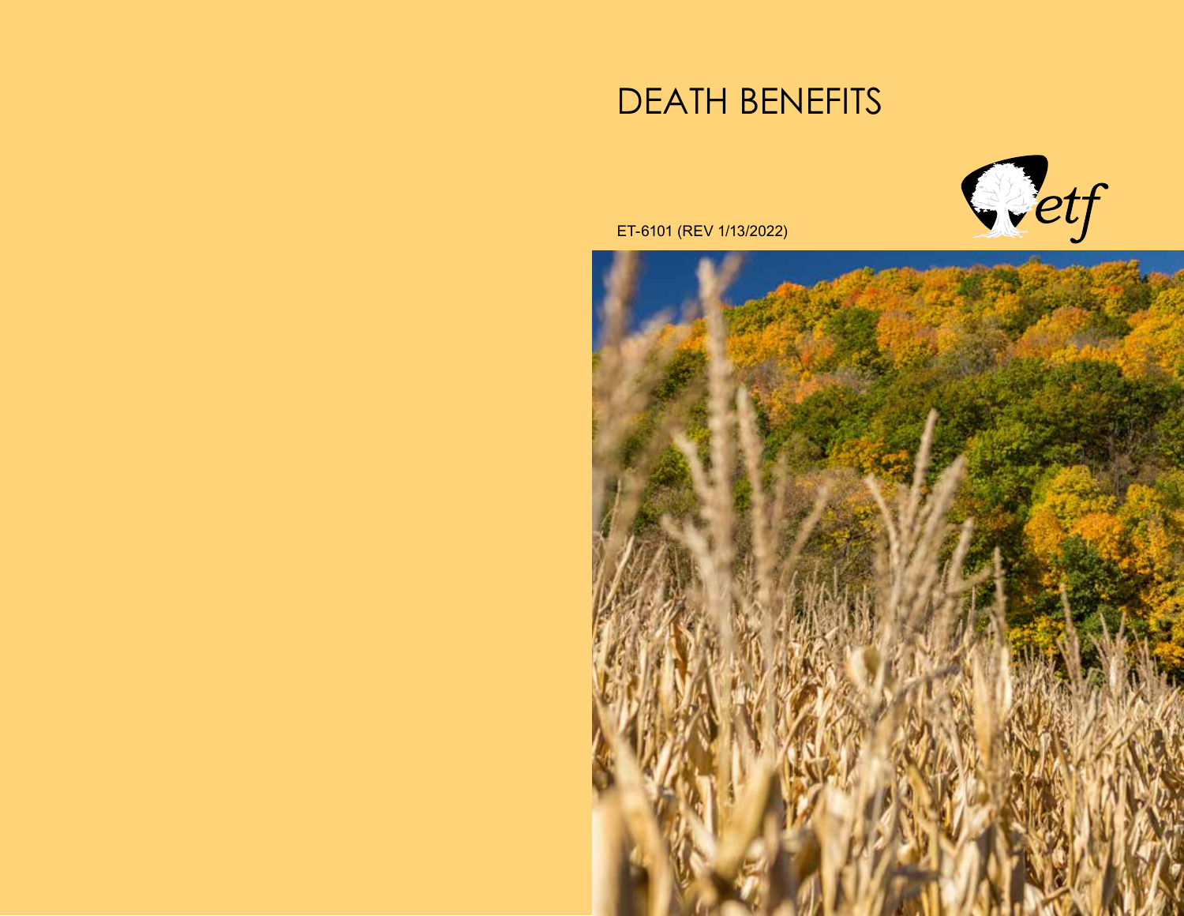# DEATH BENEFITS

ET-6101 (REV 1/13/2022)

etf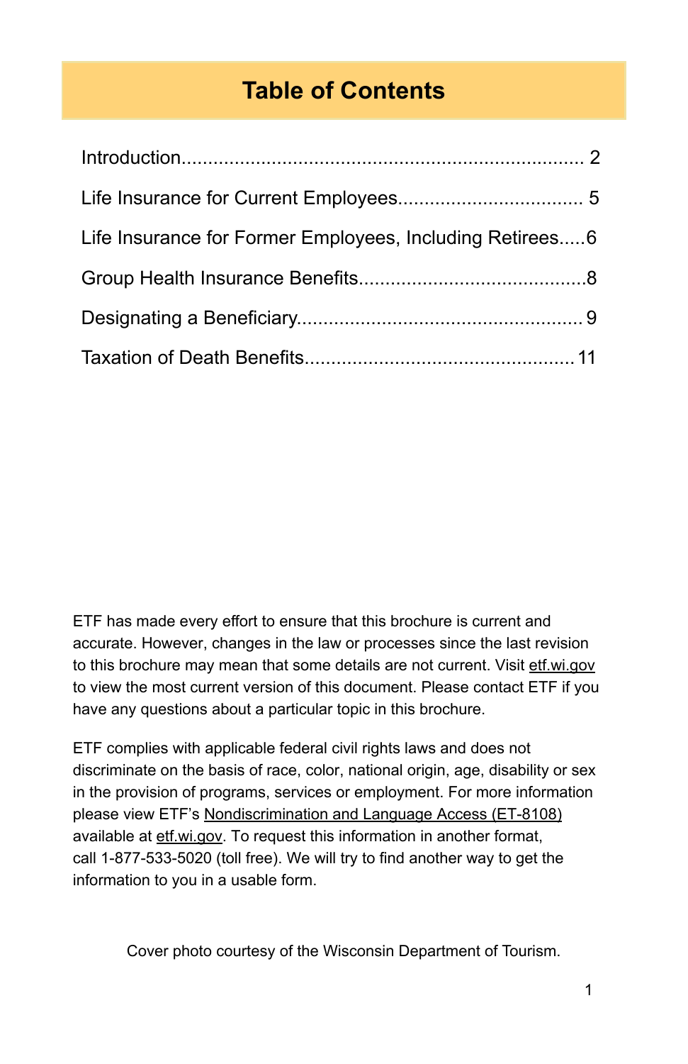# Table of Contents

Introduction........................................................................ 2

Life Insurance for Current Employees.................................. 5

Life Insurance for Former Employees, Including Retirees.....6

Group Health Insurance Benefits..........................................8

Designating a Beneficiary.................................................... 9

Taxation of Death Benefits..................................................11

ETF has made every effort to ensure that this brochure is current and accurate. However, changes in the law or processes since the last revision to this brochure may mean that some details are not current. Visit etf.wi.gov to view the most current version of this document. Please contact ETF if you have any questions about a particular topic in this brochure.

ETF complies with applicable federal civil rights laws and does not discriminate on the basis of race, color, national origin, age, disability or sex in the provision of programs, services or employment. For more information please view ETF's Nondiscrimination and Language Access (ET-8108) available at etf.wi.gov. To request this information in another format, call 1-877-533-5020 (toll free). We will try to find another way to get the information to you in a usable form.

Cover photo courtesy of the Wisconsin Department of Tourism.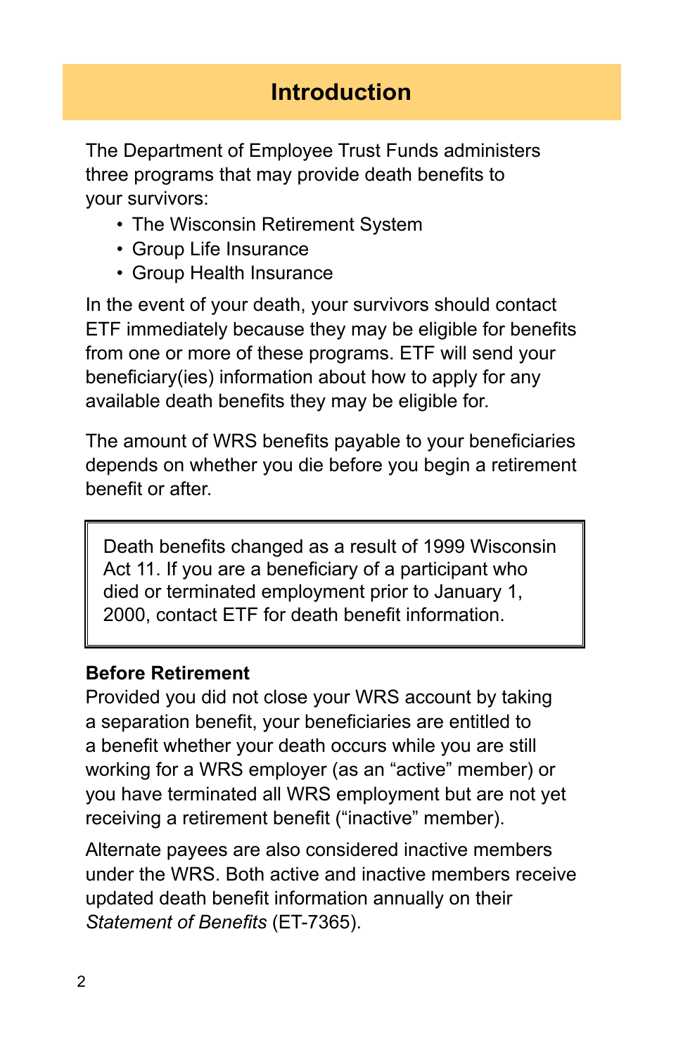## Introduction

The Department of Employee Trust Funds administers three programs that may provide death benefits to your survivors:

- The Wisconsin Retirement System
- Group Life Insurance
- Group Health Insurance

In the event of your death, your survivors should contact ETF immediately because they may be eligible for benefits from one or more of these programs. ETF will send your beneficiary(ies) information about how to apply for any available death benefits they may be eligible for.

The amount of WRS benefits payable to your beneficiaries depends on whether you die before you begin a retirement benefit or after.

> Death benefits changed as a result of 1999 Wisconsin Act 11. If you are a beneficiary of a participant who died or terminated employment prior to January 1, 2000, contact ETF for death benefit information.

**Before Retirement**

Provided you did not close your WRS account by taking a separation benefit, your beneficiaries are entitled to a benefit whether your death occurs while you are still working for a WRS employer (as an "active" member) or you have terminated all WRS employment but are not yet receiving a retirement benefit ("inactive" member).

Alternate payees are also considered inactive members under the WRS. Both active and inactive members receive updated death benefit information annually on their *Statement of Benefits* (ET-7365).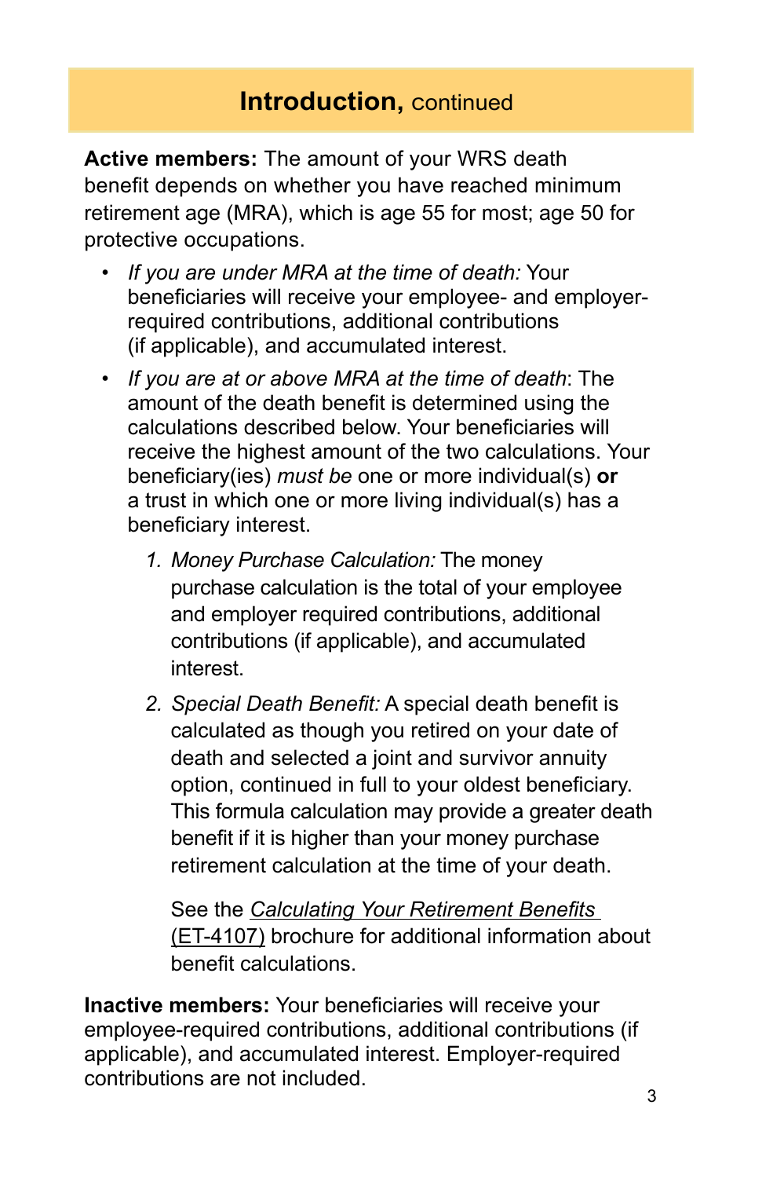## **Introduction,** continued

**Active members:** The amount of your WRS death benefit depends on whether you have reached minimum retirement age (MRA), which is age 55 for most; age 50 for protective occupations.

- *If you are under MRA at the time of death:* Your beneficiaries will receive your employee- and employer-required contributions, additional contributions (if applicable), and accumulated interest.
- *If you are at or above MRA at the time of death*: The amount of the death benefit is determined using the calculations described below. Your beneficiaries will receive the highest amount of the two calculations. Your beneficiary(ies) *must be* one or more individual(s) **or** a trust in which one or more living individual(s) has a beneficiary interest.

    1. *Money Purchase Calculation:* The money purchase calculation is the total of your employee and employer required contributions, additional contributions (if applicable), and accumulated interest.
    2. *Special Death Benefit:* A special death benefit is calculated as though you retired on your date of death and selected a joint and survivor annuity option, continued in full to your oldest beneficiary. This formula calculation may provide a greater death benefit if it is higher than your money purchase retirement calculation at the time of your death.

    See the *Calculating Your Retirement Benefits* (ET-4107) brochure for additional information about benefit calculations.

**Inactive members:** Your beneficiaries will receive your employee-required contributions, additional contributions (if applicable), and accumulated interest. Employer-required contributions are not included.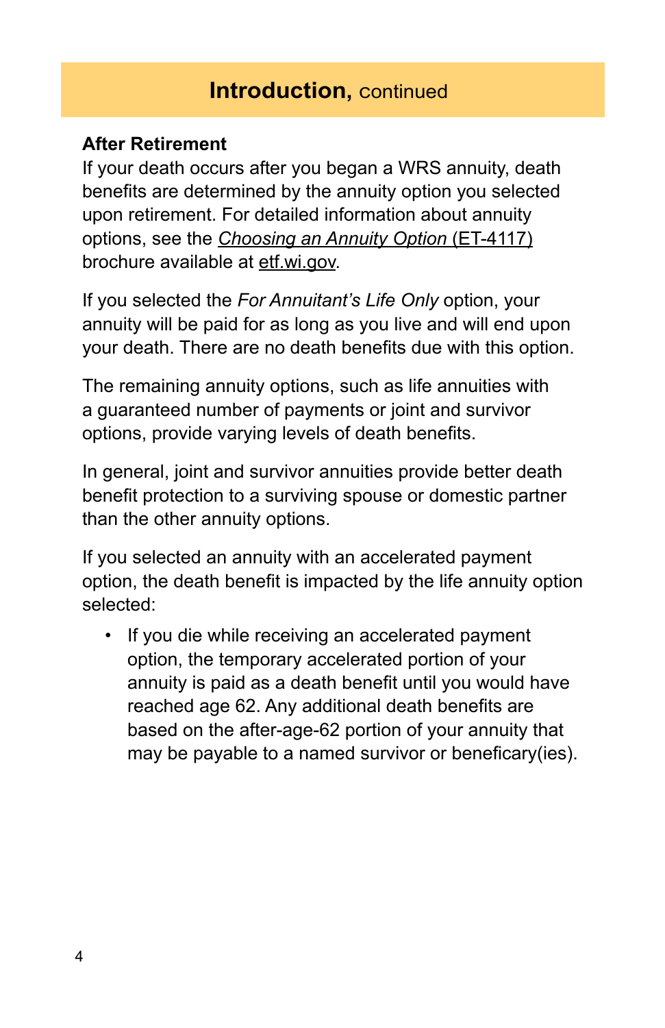## Introduction, continued

### After Retirement

If your death occurs after you began a WRS annuity, death benefits are determined by the annuity option you selected upon retirement. For detailed information about annuity options, see the *Choosing an Annuity Option* (ET-4117) brochure available at etf.wi.gov.

If you selected the *For Annuitant's Life Only* option, your annuity will be paid for as long as you live and will end upon your death. There are no death benefits due with this option.

The remaining annuity options, such as life annuities with a guaranteed number of payments or joint and survivor options, provide varying levels of death benefits.

In general, joint and survivor annuities provide better death benefit protection to a surviving spouse or domestic partner than the other annuity options.

If you selected an annuity with an accelerated payment option, the death benefit is impacted by the life annuity option selected:

- If you die while receiving an accelerated payment option, the temporary accelerated portion of your annuity is paid as a death benefit until you would have reached age 62. Any additional death benefits are based on the after-age-62 portion of your annuity that may be payable to a named survivor or beneficary(ies).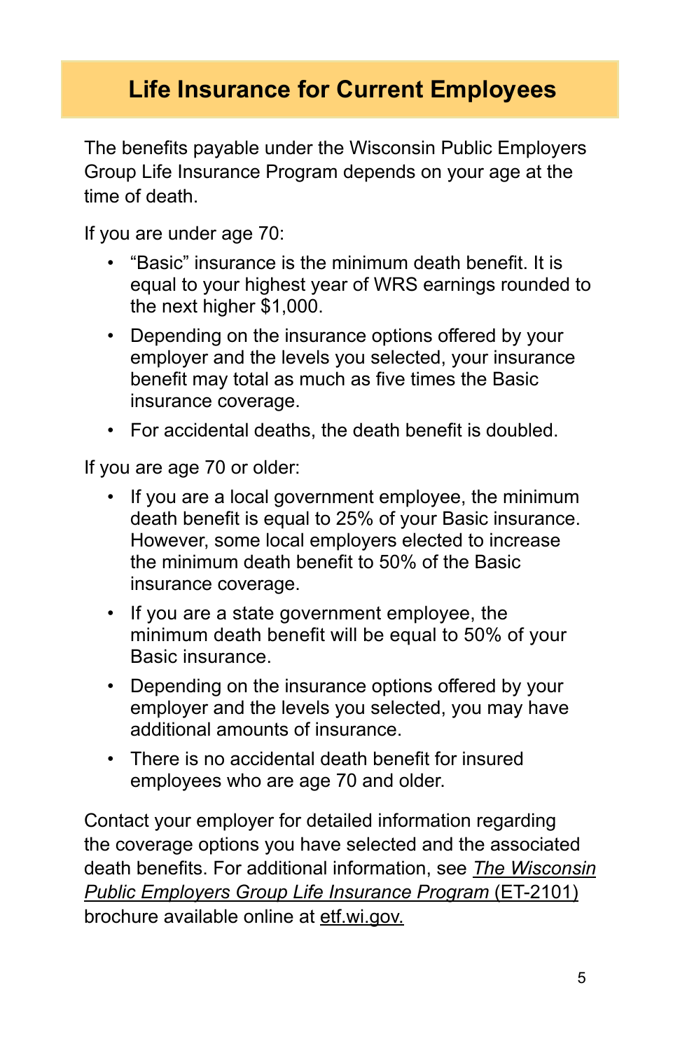## Life Insurance for Current Employees

The benefits payable under the Wisconsin Public Employers Group Life Insurance Program depends on your age at the time of death.

If you are under age 70:

- "Basic" insurance is the minimum death benefit. It is equal to your highest year of WRS earnings rounded to the next higher $1,000.
- Depending on the insurance options offered by your employer and the levels you selected, your insurance benefit may total as much as five times the Basic insurance coverage.
- For accidental deaths, the death benefit is doubled.

If you are age 70 or older:

- If you are a local government employee, the minimum death benefit is equal to 25% of your Basic insurance. However, some local employers elected to increase the minimum death benefit to 50% of the Basic insurance coverage.
- If you are a state government employee, the minimum death benefit will be equal to 50% of your Basic insurance.
- Depending on the insurance options offered by your employer and the levels you selected, you may have additional amounts of insurance.
- There is no accidental death benefit for insured employees who are age 70 and older.

Contact your employer for detailed information regarding the coverage options you have selected and the associated death benefits. For additional information, see *The Wisconsin Public Employers Group Life Insurance Program* (ET-2101) brochure available online at etf.wi.gov.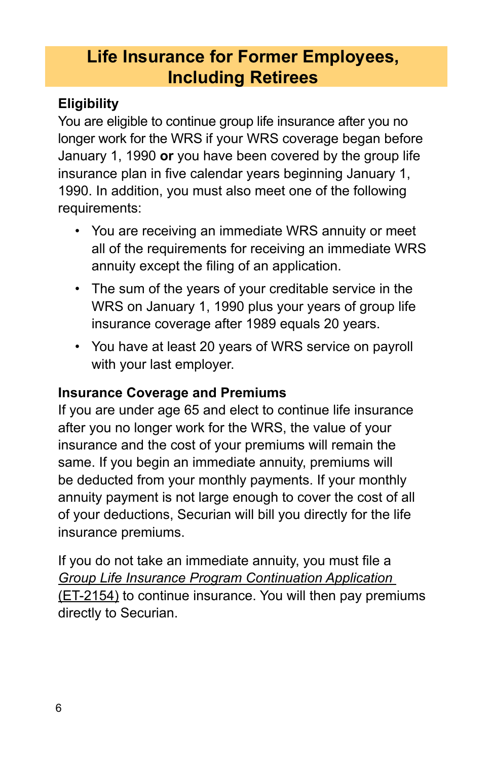## Life Insurance for Former Employees, Including Retirees

### Eligibility

You are eligible to continue group life insurance after you no longer work for the WRS if your WRS coverage began before January 1, 1990 **or** you have been covered by the group life insurance plan in five calendar years beginning January 1, 1990. In addition, you must also meet one of the following requirements:

- You are receiving an immediate WRS annuity or meet all of the requirements for receiving an immediate WRS annuity except the filing of an application.
- The sum of the years of your creditable service in the WRS on January 1, 1990 plus your years of group life insurance coverage after 1989 equals 20 years.
- You have at least 20 years of WRS service on payroll with your last employer.

### Insurance Coverage and Premiums

If you are under age 65 and elect to continue life insurance after you no longer work for the WRS, the value of your insurance and the cost of your premiums will remain the same. If you begin an immediate annuity, premiums will be deducted from your monthly payments. If your monthly annuity payment is not large enough to cover the cost of all of your deductions, Securian will bill you directly for the life insurance premiums.

If you do not take an immediate annuity, you must file a *Group Life Insurance Program Continuation Application* (ET-2154) to continue insurance. You will then pay premiums directly to Securian.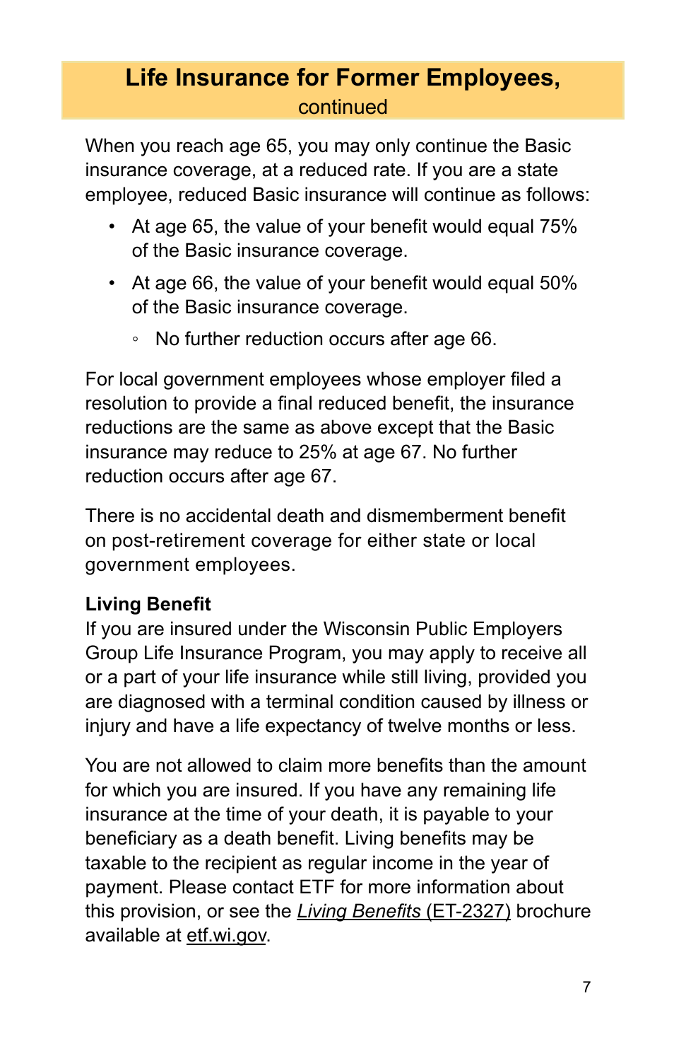## Life Insurance for Former Employees, continued

When you reach age 65, you may only continue the Basic insurance coverage, at a reduced rate. If you are a state employee, reduced Basic insurance will continue as follows:

- At age 65, the value of your benefit would equal 75% of the Basic insurance coverage.
- At age 66, the value of your benefit would equal 50% of the Basic insurance coverage.
  - No further reduction occurs after age 66.

For local government employees whose employer filed a resolution to provide a final reduced benefit, the insurance reductions are the same as above except that the Basic insurance may reduce to 25% at age 67. No further reduction occurs after age 67.

There is no accidental death and dismemberment benefit on post-retirement coverage for either state or local government employees.

**Living Benefit**

If you are insured under the Wisconsin Public Employers Group Life Insurance Program, you may apply to receive all or a part of your life insurance while still living, provided you are diagnosed with a terminal condition caused by illness or injury and have a life expectancy of twelve months or less.

You are not allowed to claim more benefits than the amount for which you are insured. If you have any remaining life insurance at the time of your death, it is payable to your beneficiary as a death benefit. Living benefits may be taxable to the recipient as regular income in the year of payment. Please contact ETF for more information about this provision, or see the *Living Benefits* (ET-2327) brochure available at etf.wi.gov.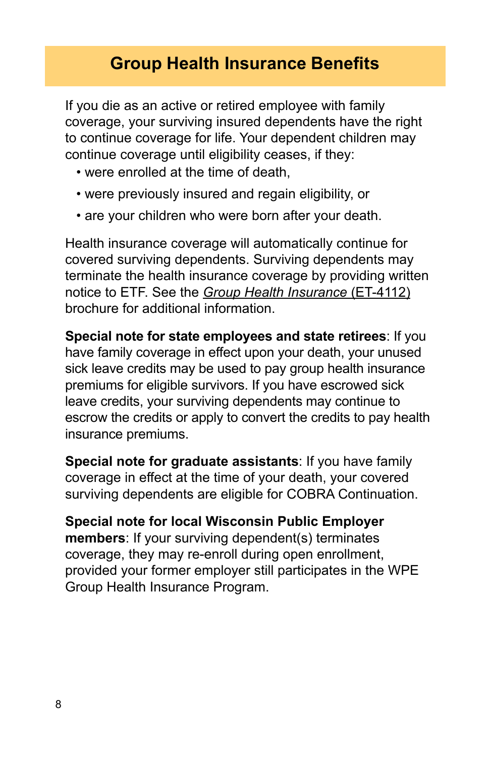## Group Health Insurance Benefits

If you die as an active or retired employee with family coverage, your surviving insured dependents have the right to continue coverage for life. Your dependent children may continue coverage until eligibility ceases, if they:

- were enrolled at the time of death,
- were previously insured and regain eligibility, or
- are your children who were born after your death.

Health insurance coverage will automatically continue for covered surviving dependents. Surviving dependents may terminate the health insurance coverage by providing written notice to ETF. See the *Group Health Insurance* (ET-4112) brochure for additional information.

**Special note for state employees and state retirees**: If you have family coverage in effect upon your death, your unused sick leave credits may be used to pay group health insurance premiums for eligible survivors. If you have escrowed sick leave credits, your surviving dependents may continue to escrow the credits or apply to convert the credits to pay health insurance premiums.

**Special note for graduate assistants**: If you have family coverage in effect at the time of your death, your covered surviving dependents are eligible for COBRA Continuation.

**Special note for local Wisconsin Public Employer members**: If your surviving dependent(s) terminates coverage, they may re-enroll during open enrollment, provided your former employer still participates in the WPE Group Health Insurance Program.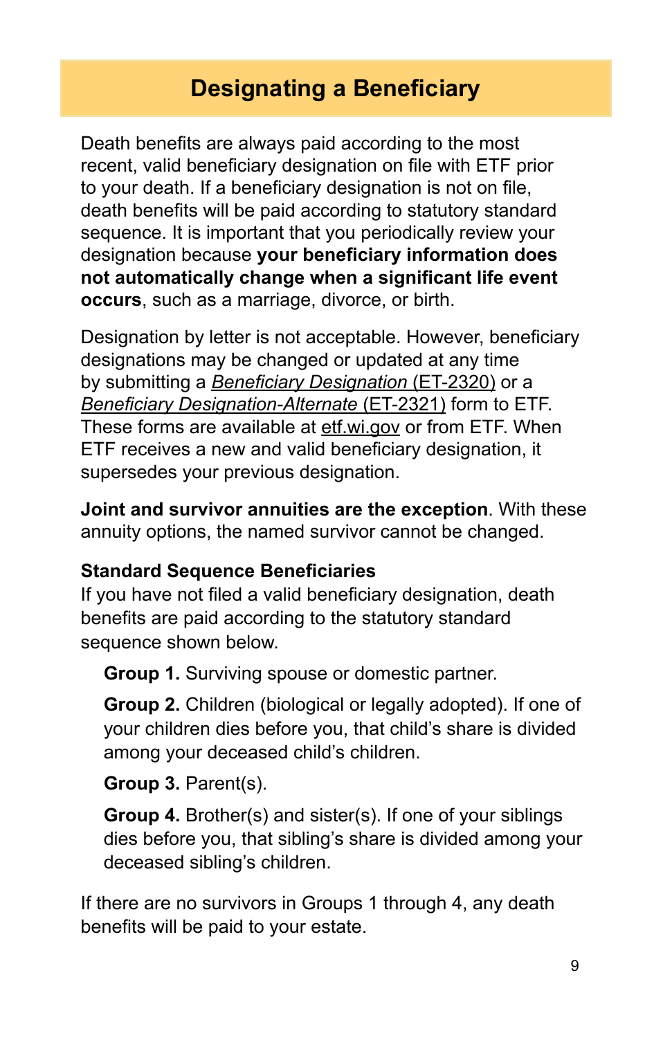## Designating a Beneficiary

Death benefits are always paid according to the most recent, valid beneficiary designation on file with ETF prior to your death. If a beneficiary designation is not on file, death benefits will be paid according to statutory standard sequence. It is important that you periodically review your designation because **your beneficiary information does not automatically change when a significant life event occurs**, such as a marriage, divorce, or birth.

Designation by letter is not acceptable. However, beneficiary designations may be changed or updated at any time by submitting a *Beneficiary Designation* (ET-2320) or a *Beneficiary Designation-Alternate* (ET-2321) form to ETF. These forms are available at etf.wi.gov or from ETF. When ETF receives a new and valid beneficiary designation, it supersedes your previous designation.

**Joint and survivor annuities are the exception**. With these annuity options, the named survivor cannot be changed.

**Standard Sequence Beneficiaries**

If you have not filed a valid beneficiary designation, death benefits are paid according to the statutory standard sequence shown below.

**Group 1.** Surviving spouse or domestic partner.

**Group 2.** Children (biological or legally adopted). If one of your children dies before you, that child's share is divided among your deceased child's children.

**Group 3.** Parent(s).

**Group 4.** Brother(s) and sister(s). If one of your siblings dies before you, that sibling's share is divided among your deceased sibling's children.

If there are no survivors in Groups 1 through 4, any death benefits will be paid to your estate.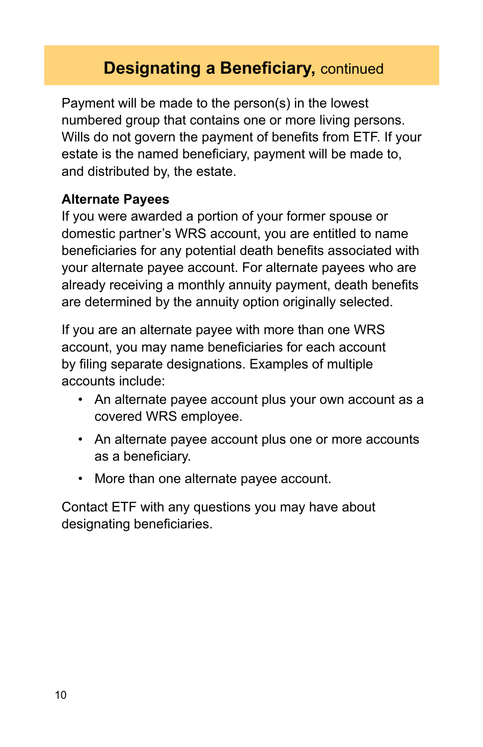## **Designating a Beneficiary,** continued

Payment will be made to the person(s) in the lowest numbered group that contains one or more living persons. Wills do not govern the payment of benefits from ETF. If your estate is the named beneficiary, payment will be made to, and distributed by, the estate.

**Alternate Payees**

If you were awarded a portion of your former spouse or domestic partner's WRS account, you are entitled to name beneficiaries for any potential death benefits associated with your alternate payee account. For alternate payees who are already receiving a monthly annuity payment, death benefits are determined by the annuity option originally selected.

If you are an alternate payee with more than one WRS account, you may name beneficiaries for each account by filing separate designations. Examples of multiple accounts include:

- An alternate payee account plus your own account as a covered WRS employee.
- An alternate payee account plus one or more accounts as a beneficiary.
- More than one alternate payee account.

Contact ETF with any questions you may have about designating beneficiaries.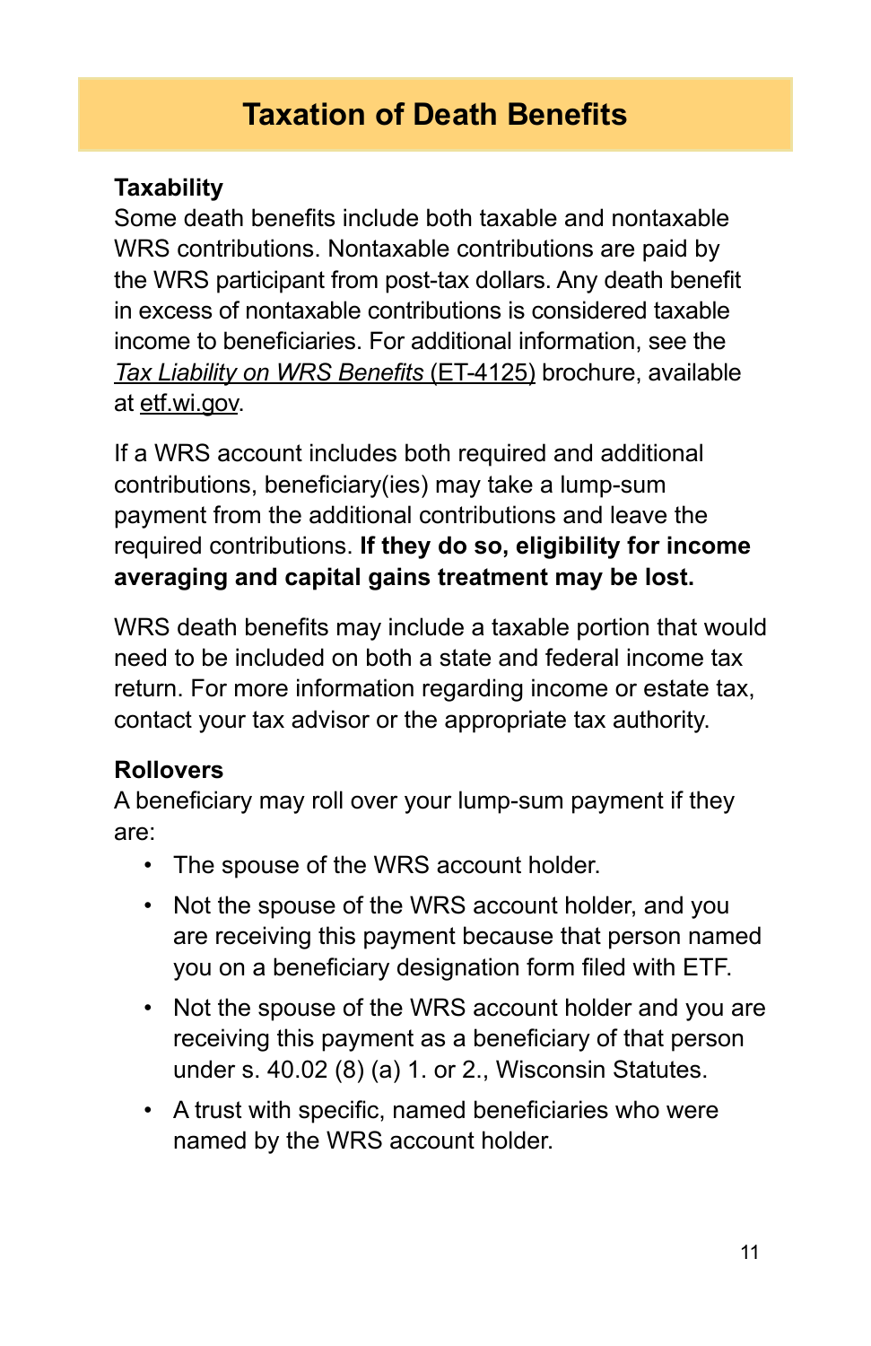# Taxation of Death Benefits

### Taxability

Some death benefits include both taxable and nontaxable WRS contributions. Nontaxable contributions are paid by the WRS participant from post-tax dollars. Any death benefit in excess of nontaxable contributions is considered taxable income to beneficiaries. For additional information, see the *Tax Liability on WRS Benefits* (ET-4125) brochure, available at etf.wi.gov.

If a WRS account includes both required and additional contributions, beneficiary(ies) may take a lump-sum payment from the additional contributions and leave the required contributions. **If they do so, eligibility for income averaging and capital gains treatment may be lost.**

WRS death benefits may include a taxable portion that would need to be included on both a state and federal income tax return. For more information regarding income or estate tax, contact your tax advisor or the appropriate tax authority.

### Rollovers

A beneficiary may roll over your lump-sum payment if they are:

- The spouse of the WRS account holder.
- Not the spouse of the WRS account holder, and you are receiving this payment because that person named you on a beneficiary designation form filed with ETF.
- Not the spouse of the WRS account holder and you are receiving this payment as a beneficiary of that person under s. 40.02 (8) (a) 1. or 2., Wisconsin Statutes.
- A trust with specific, named beneficiaries who were named by the WRS account holder.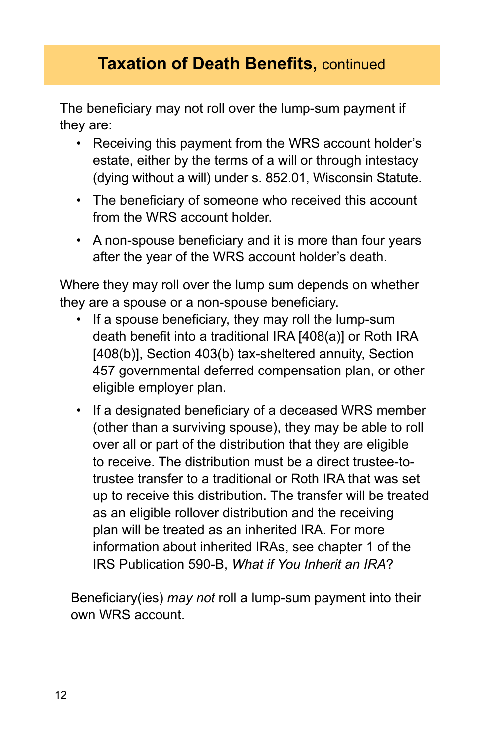## **Taxation of Death Benefits,** continued

The beneficiary may not roll over the lump-sum payment if they are:

- Receiving this payment from the WRS account holder's estate, either by the terms of a will or through intestacy (dying without a will) under s. 852.01, Wisconsin Statute.
- The beneficiary of someone who received this account from the WRS account holder.
- A non-spouse beneficiary and it is more than four years after the year of the WRS account holder's death.

Where they may roll over the lump sum depends on whether they are a spouse or a non-spouse beneficiary.

- If a spouse beneficiary, they may roll the lump-sum death benefit into a traditional IRA [408(a)] or Roth IRA [408(b)], Section 403(b) tax-sheltered annuity, Section 457 governmental deferred compensation plan, or other eligible employer plan.
- If a designated beneficiary of a deceased WRS member (other than a surviving spouse), they may be able to roll over all or part of the distribution that they are eligible to receive. The distribution must be a direct trustee-to-trustee transfer to a traditional or Roth IRA that was set up to receive this distribution. The transfer will be treated as an eligible rollover distribution and the receiving plan will be treated as an inherited IRA. For more information about inherited IRAs, see chapter 1 of the IRS Publication 590-B, *What if You Inherit an IRA*?

Beneficiary(ies) *may not* roll a lump-sum payment into their own WRS account.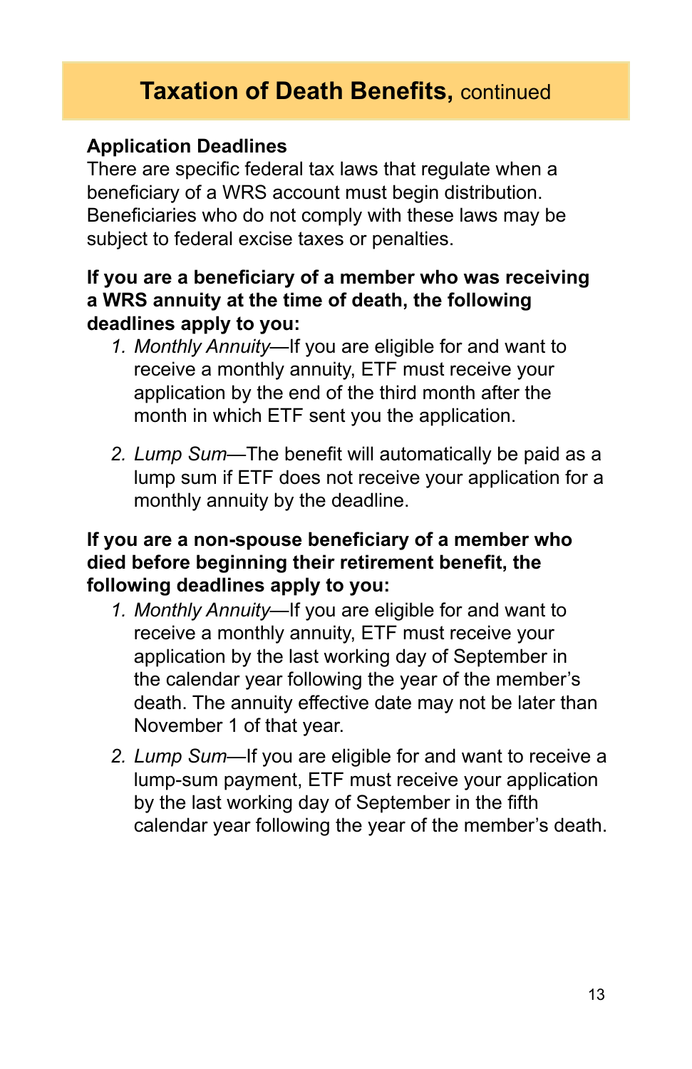## Taxation of Death Benefits, continued

### Application Deadlines

There are specific federal tax laws that regulate when a beneficiary of a WRS account must begin distribution. Beneficiaries who do not comply with these laws may be subject to federal excise taxes or penalties.

**If you are a beneficiary of a member who was receiving a WRS annuity at the time of death, the following deadlines apply to you:**

1. *Monthly Annuity*—If you are eligible for and want to receive a monthly annuity, ETF must receive your application by the end of the third month after the month in which ETF sent you the application.
2. *Lump Sum*—The benefit will automatically be paid as a lump sum if ETF does not receive your application for a monthly annuity by the deadline.

**If you are a non-spouse beneficiary of a member who died before beginning their retirement benefit, the following deadlines apply to you:**

1. *Monthly Annuity*—If you are eligible for and want to receive a monthly annuity, ETF must receive your application by the last working day of September in the calendar year following the year of the member's death. The annuity effective date may not be later than November 1 of that year.
2. *Lump Sum*—If you are eligible for and want to receive a lump-sum payment, ETF must receive your application by the last working day of September in the fifth calendar year following the year of the member's death.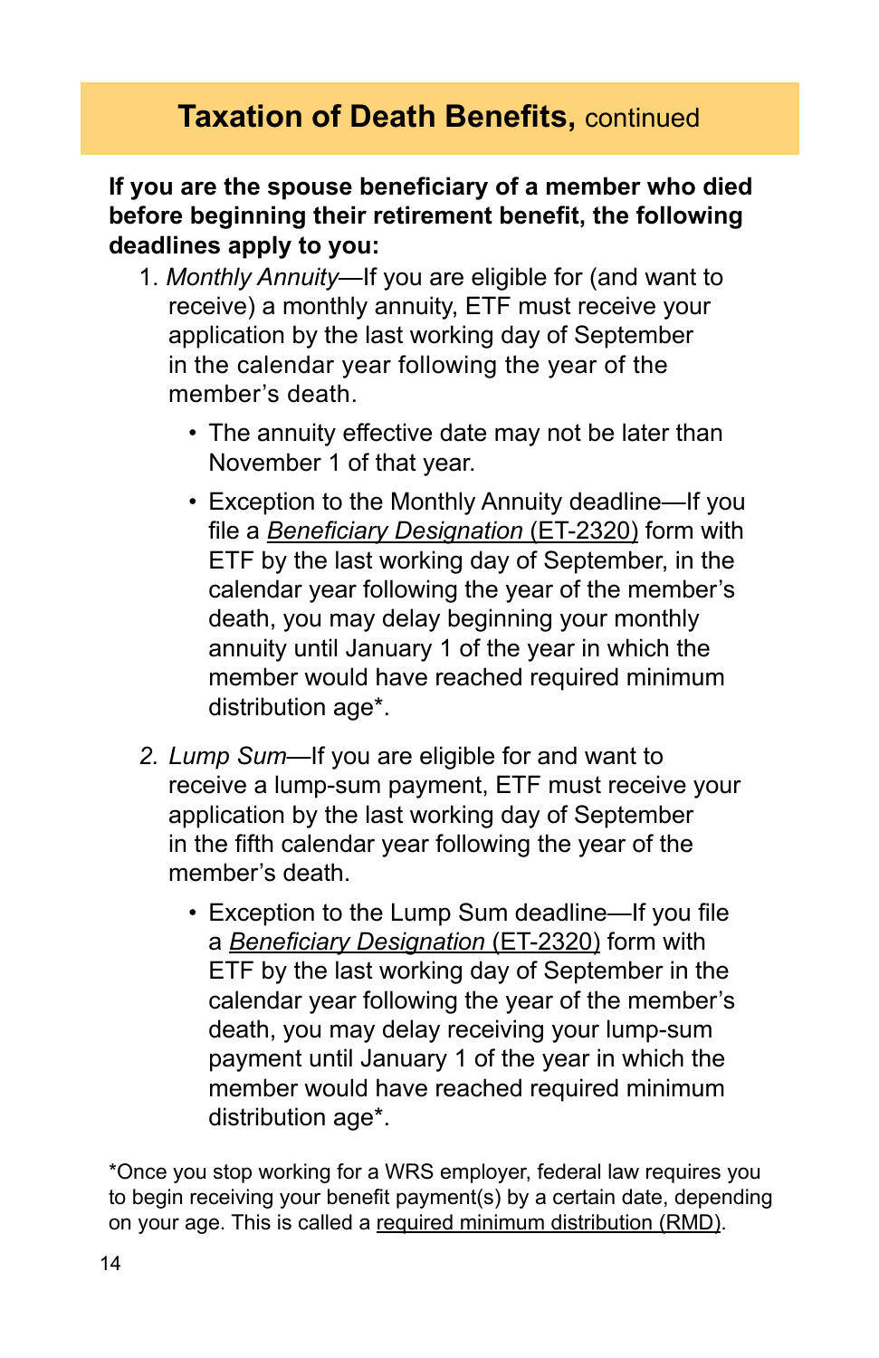## Taxation of Death Benefits, continued

**If you are the spouse beneficiary of a member who died before beginning their retirement benefit, the following deadlines apply to you:**

1. *Monthly Annuity*—If you are eligible for (and want to receive) a monthly annuity, ETF must receive your application by the last working day of September in the calendar year following the year of the member's death.
   - The annuity effective date may not be later than November 1 of that year.
   - Exception to the Monthly Annuity deadline—If you file a *Beneficiary Designation* (ET-2320) form with ETF by the last working day of September, in the calendar year following the year of the member's death, you may delay beginning your monthly annuity until January 1 of the year in which the member would have reached required minimum distribution age*.

2. *Lump Sum*—If you are eligible for and want to receive a lump-sum payment, ETF must receive your application by the last working day of September in the fifth calendar year following the year of the member's death.
   - Exception to the Lump Sum deadline—If you file a *Beneficiary Designation* (ET-2320) form with ETF by the last working day of September in the calendar year following the year of the member's death, you may delay receiving your lump-sum payment until January 1 of the year in which the member would have reached required minimum distribution age*.

*Once you stop working for a WRS employer, federal law requires you to begin receiving your benefit payment(s) by a certain date, depending on your age. This is called a required minimum distribution (RMD).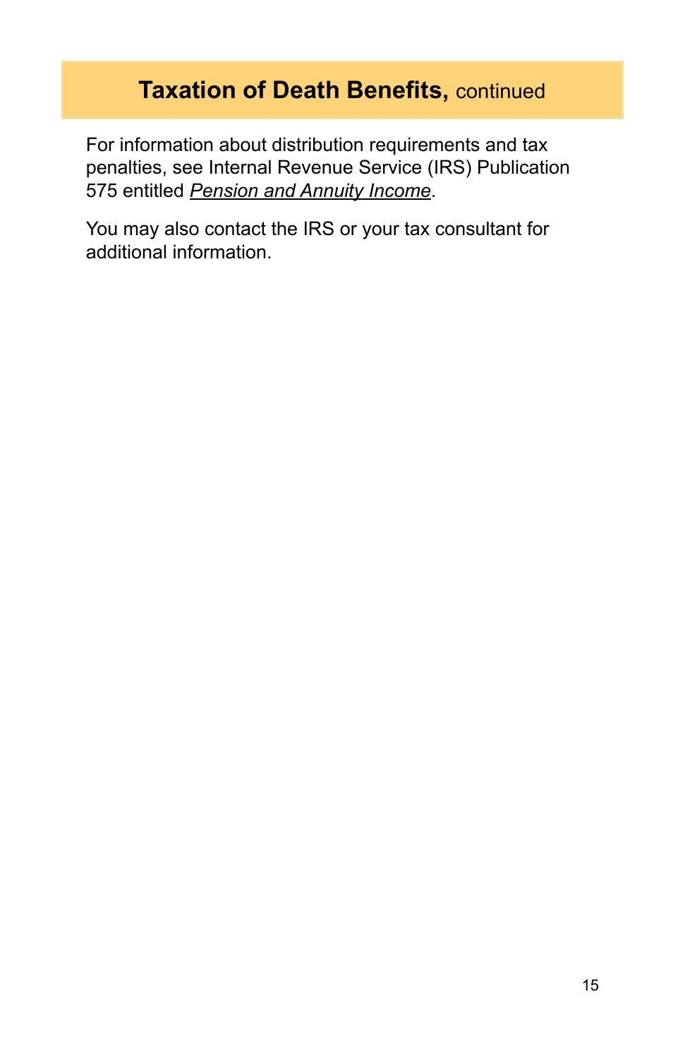## **Taxation of Death Benefits,** continued

For information about distribution requirements and tax penalties, see Internal Revenue Service (IRS) Publication 575 entitled *Pension and Annuity Income*.

You may also contact the IRS or your tax consultant for additional information.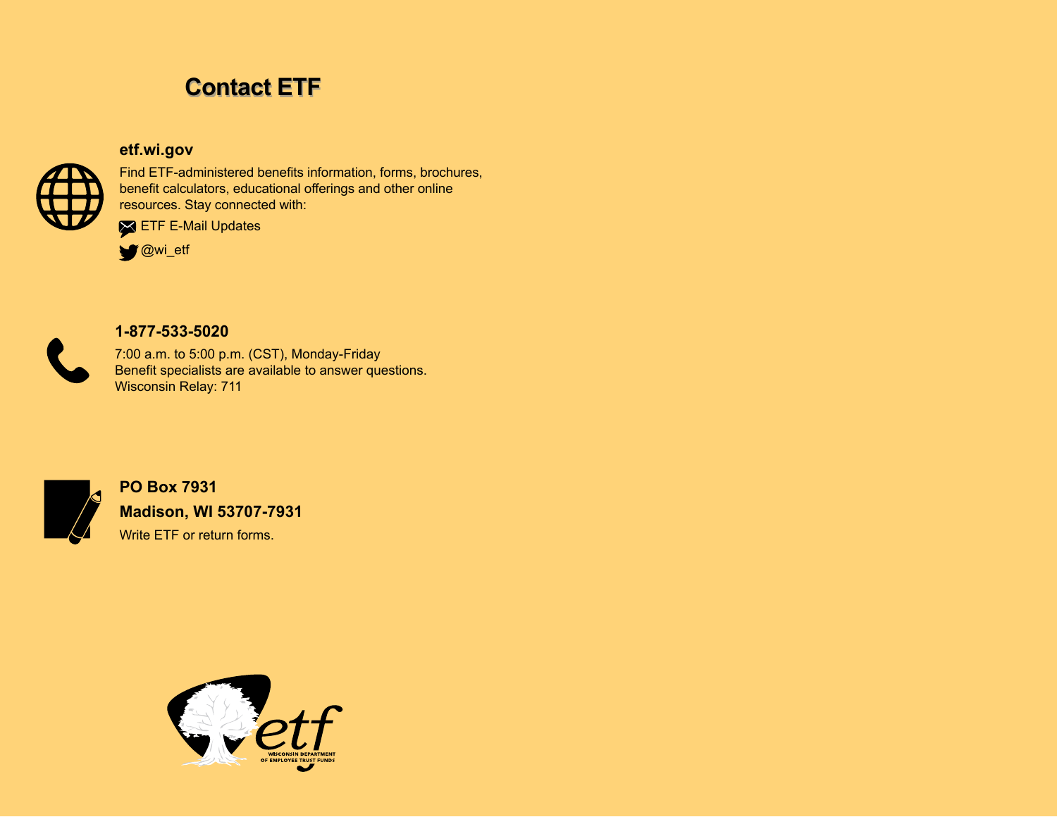# Contact ETF

**etf.wi.gov**

Find ETF-administered benefits information, forms, brochures, benefit calculators, educational offerings and other online resources. Stay connected with:

ETF E-Mail Updates

@wi_etf

**1-877-533-5020**

7:00 a.m. to 5:00 p.m. (CST), Monday-Friday
Benefit specialists are available to answer questions.
Wisconsin Relay: 711

**PO Box 7931**
**Madison, WI 53707-7931**

Write ETF or return forms.

etf
WISCONSIN DEPARTMENT OF EMPLOYEE TRUST FUNDS